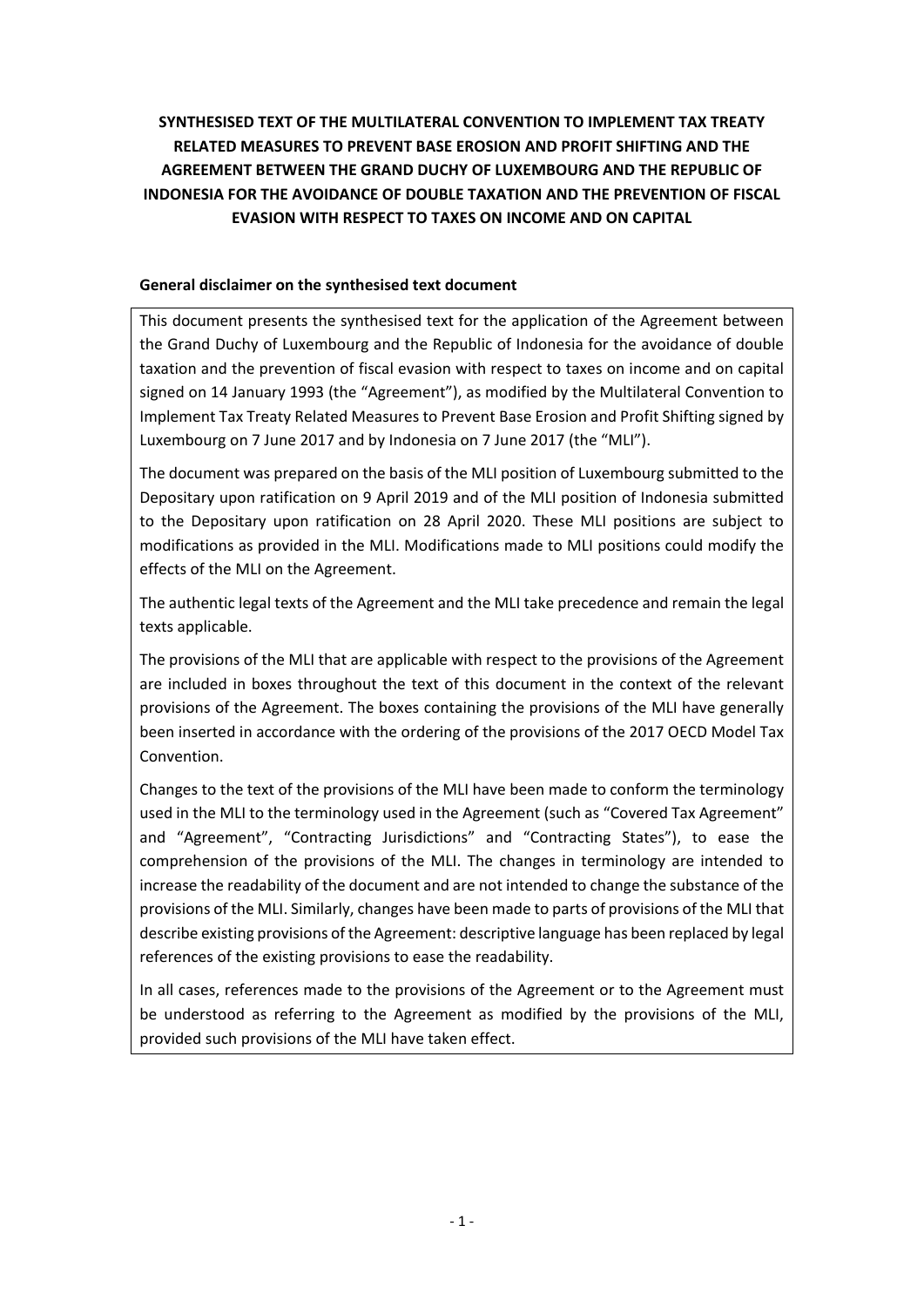# SYNTHESISED TEXT OF THE MULTILATERAL CONVENTION TO IMPLEMENT TAX TREATY RELATED MEASURES TO PREVENT BASE EROSION AND PROFIT SHIFTING AND THE AGREEMENT BETWEEN THE GRAND DUCHY OF LUXEMBOURG AND THE REPUBLIC OF INDONESIA FOR THE AVOIDANCE OF DOUBLE TAXATION AND THE PREVENTION OF FISCAL EVASION WITH RESPECT TO TAXES ON INCOME AND ON CAPITAL

**General disclaimer on the synthesised text document**

This document presents the synthesised text for the application of the Agreement between the Grand Duchy of Luxembourg and the Republic of Indonesia for the avoidance of double taxation and the prevention of fiscal evasion with respect to taxes on income and on capital signed on 14 January 1993 (the "Agreement"), as modified by the Multilateral Convention to Implement Tax Treaty Related Measures to Prevent Base Erosion and Profit Shifting signed by Luxembourg on 7 June 2017 and by Indonesia on 7 June 2017 (the "MLI").

The document was prepared on the basis of the MLI position of Luxembourg submitted to the Depositary upon ratification on 9 April 2019 and of the MLI position of Indonesia submitted to the Depositary upon ratification on 28 April 2020. These MLI positions are subject to modifications as provided in the MLI. Modifications made to MLI positions could modify the effects of the MLI on the Agreement.

The authentic legal texts of the Agreement and the MLI take precedence and remain the legal texts applicable.

The provisions of the MLI that are applicable with respect to the provisions of the Agreement are included in boxes throughout the text of this document in the context of the relevant provisions of the Agreement. The boxes containing the provisions of the MLI have generally been inserted in accordance with the ordering of the provisions of the 2017 OECD Model Tax Convention.

Changes to the text of the provisions of the MLI have been made to conform the terminology used in the MLI to the terminology used in the Agreement (such as "Covered Tax Agreement" and "Agreement", "Contracting Jurisdictions" and "Contracting States"), to ease the comprehension of the provisions of the MLI. The changes in terminology are intended to increase the readability of the document and are not intended to change the substance of the provisions of the MLI. Similarly, changes have been made to parts of provisions of the MLI that describe existing provisions of the Agreement: descriptive language has been replaced by legal references of the existing provisions to ease the readability.

In all cases, references made to the provisions of the Agreement or to the Agreement must be understood as referring to the Agreement as modified by the provisions of the MLI, provided such provisions of the MLI have taken effect.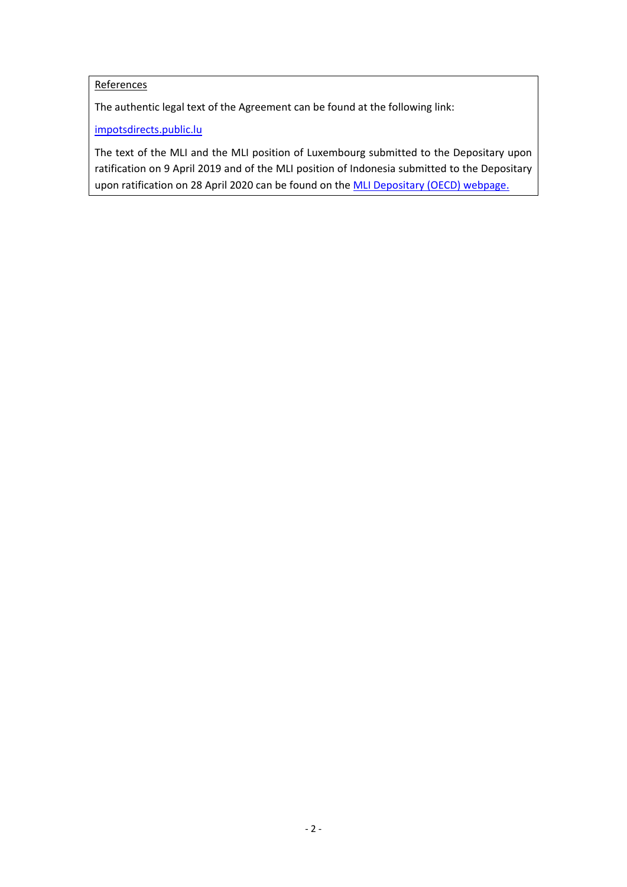References

The authentic legal text of the Agreement can be found at the following link:

[impotsdirects.public.lu](impotsdirects.public.lu)

The text of the MLI and the MLI position of Luxembourg submitted to the Depositary upon ratification on 9 April 2019 and of the MLI position of Indonesia submitted to the Depositary upon ratification on 28 April 2020 can be found on the [MLI Depositary (OECD) webpage.](MLI Depositary (OECD) webpage)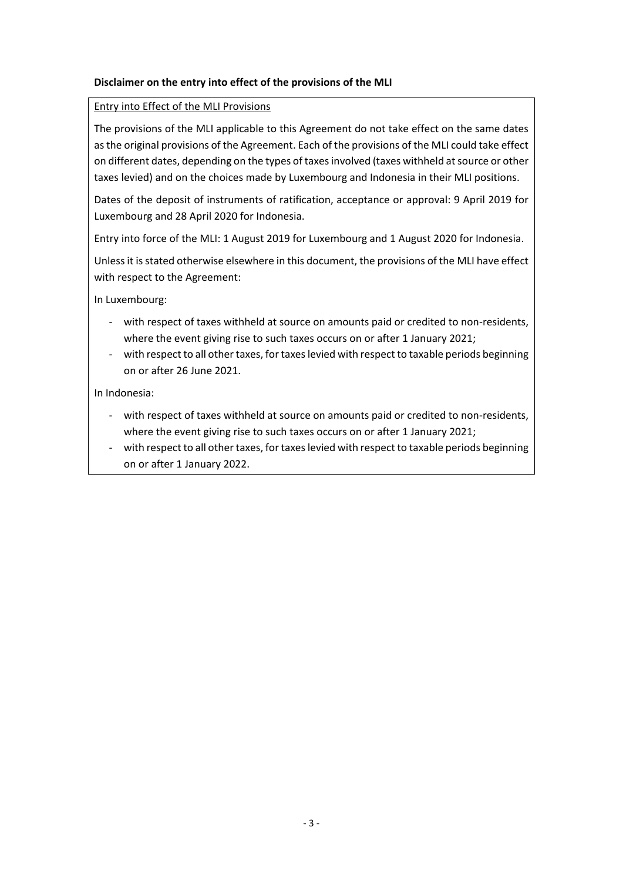**Disclaimer on the entry into effect of the provisions of the MLI**

Entry into Effect of the MLI Provisions

The provisions of the MLI applicable to this Agreement do not take effect on the same dates as the original provisions of the Agreement. Each of the provisions of the MLI could take effect on different dates, depending on the types of taxes involved (taxes withheld at source or other taxes levied) and on the choices made by Luxembourg and Indonesia in their MLI positions.

Dates of the deposit of instruments of ratification, acceptance or approval: 9 April 2019 for Luxembourg and 28 April 2020 for Indonesia.

Entry into force of the MLI: 1 August 2019 for Luxembourg and 1 August 2020 for Indonesia.

Unless it is stated otherwise elsewhere in this document, the provisions of the MLI have effect with respect to the Agreement:

In Luxembourg:

- with respect of taxes withheld at source on amounts paid or credited to non-residents, where the event giving rise to such taxes occurs on or after 1 January 2021;
- with respect to all other taxes, for taxes levied with respect to taxable periods beginning on or after 26 June 2021.

In Indonesia:

- with respect of taxes withheld at source on amounts paid or credited to non-residents, where the event giving rise to such taxes occurs on or after 1 January 2021;
- with respect to all other taxes, for taxes levied with respect to taxable periods beginning on or after 1 January 2022.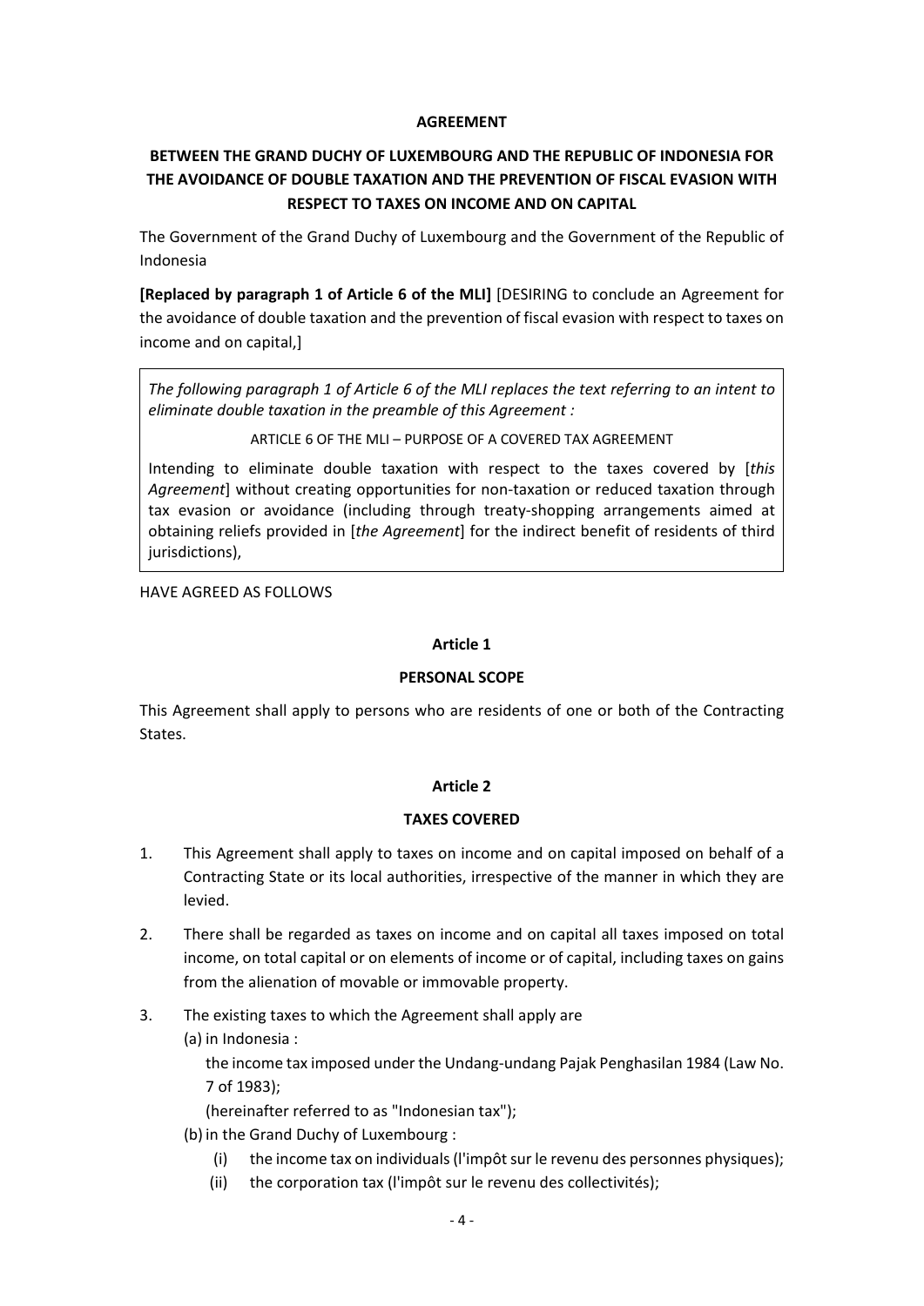**AGREEMENT**

**BETWEEN THE GRAND DUCHY OF LUXEMBOURG AND THE REPUBLIC OF INDONESIA FOR THE AVOIDANCE OF DOUBLE TAXATION AND THE PREVENTION OF FISCAL EVASION WITH RESPECT TO TAXES ON INCOME AND ON CAPITAL**

The Government of the Grand Duchy of Luxembourg and the Government of the Republic of Indonesia

**[Replaced by paragraph 1 of Article 6 of the MLI]** [DESIRING to conclude an Agreement for the avoidance of double taxation and the prevention of fiscal evasion with respect to taxes on income and on capital,]

> *The following paragraph 1 of Article 6 of the MLI replaces the text referring to an intent to eliminate double taxation in the preamble of this Agreement :*
>
> ARTICLE 6 OF THE MLI – PURPOSE OF A COVERED TAX AGREEMENT
>
> Intending to eliminate double taxation with respect to the taxes covered by [*this Agreement*] without creating opportunities for non-taxation or reduced taxation through tax evasion or avoidance (including through treaty-shopping arrangements aimed at obtaining reliefs provided in [*the Agreement*] for the indirect benefit of residents of third jurisdictions),

HAVE AGREED AS FOLLOWS

**Article 1**

**PERSONAL SCOPE**

This Agreement shall apply to persons who are residents of one or both of the Contracting States.

**Article 2**

**TAXES COVERED**

1. This Agreement shall apply to taxes on income and on capital imposed on behalf of a Contracting State or its local authorities, irrespective of the manner in which they are levied.

2. There shall be regarded as taxes on income and on capital all taxes imposed on total income, on total capital or on elements of income or of capital, including taxes on gains from the alienation of movable or immovable property.

3. The existing taxes to which the Agreement shall apply are
   (a) in Indonesia :
   
   the income tax imposed under the Undang-undang Pajak Penghasilan 1984 (Law No. 7 of 1983);
   
   (hereinafter referred to as "Indonesian tax");
   
   (b) in the Grand Duchy of Luxembourg :
   
      (i) the income tax on individuals (l'impôt sur le revenu des personnes physiques);
      
      (ii) the corporation tax (l'impôt sur le revenu des collectivités);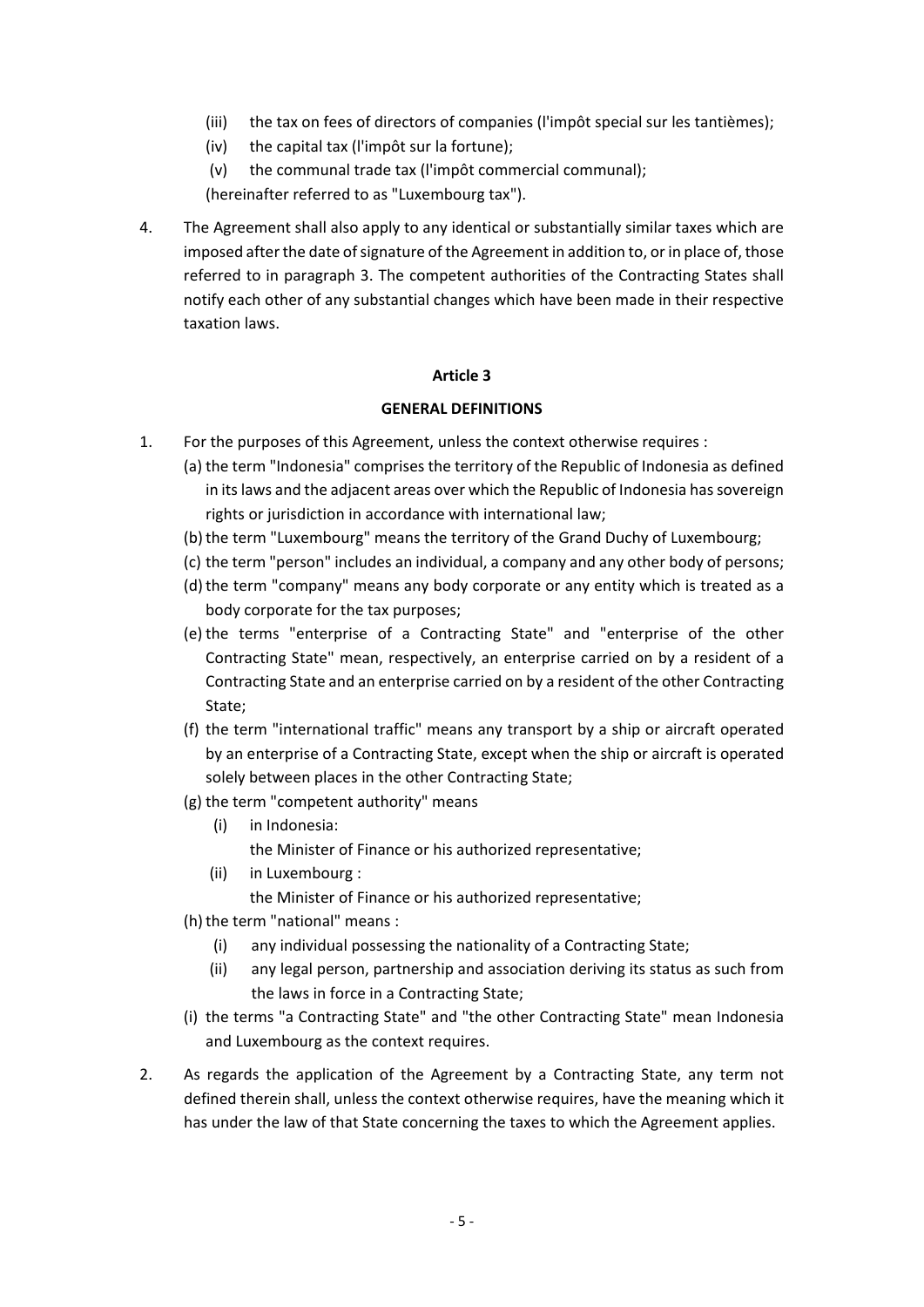(iii) the tax on fees of directors of companies (l'impôt special sur les tantièmes);

(iv) the capital tax (l'impôt sur la fortune);

(v) the communal trade tax (l'impôt commercial communal);

(hereinafter referred to as "Luxembourg tax").

4. The Agreement shall also apply to any identical or substantially similar taxes which are imposed after the date of signature of the Agreement in addition to, or in place of, those referred to in paragraph 3. The competent authorities of the Contracting States shall notify each other of any substantial changes which have been made in their respective taxation laws.

**Article 3**

**GENERAL DEFINITIONS**

1. For the purposes of this Agreement, unless the context otherwise requires :

   (a) the term "Indonesia" comprises the territory of the Republic of Indonesia as defined in its laws and the adjacent areas over which the Republic of Indonesia has sovereign rights or jurisdiction in accordance with international law;

   (b) the term "Luxembourg" means the territory of the Grand Duchy of Luxembourg;

   (c) the term "person" includes an individual, a company and any other body of persons;

   (d) the term "company" means any body corporate or any entity which is treated as a body corporate for the tax purposes;

   (e) the terms "enterprise of a Contracting State" and "enterprise of the other Contracting State" mean, respectively, an enterprise carried on by a resident of a Contracting State and an enterprise carried on by a resident of the other Contracting State;

   (f) the term "international traffic" means any transport by a ship or aircraft operated by an enterprise of a Contracting State, except when the ship or aircraft is operated solely between places in the other Contracting State;

   (g) the term "competent authority" means

      (i) in Indonesia:
      the Minister of Finance or his authorized representative;

      (ii) in Luxembourg :
      the Minister of Finance or his authorized representative;

   (h) the term "national" means :

      (i) any individual possessing the nationality of a Contracting State;

      (ii) any legal person, partnership and association deriving its status as such from the laws in force in a Contracting State;

   (i) the terms "a Contracting State" and "the other Contracting State" mean Indonesia and Luxembourg as the context requires.

2. As regards the application of the Agreement by a Contracting State, any term not defined therein shall, unless the context otherwise requires, have the meaning which it has under the law of that State concerning the taxes to which the Agreement applies.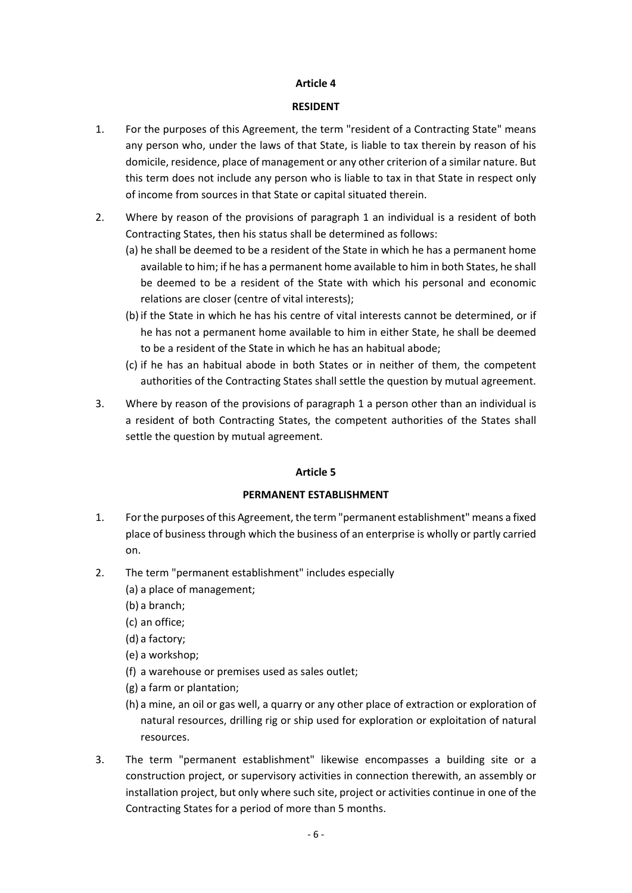## Article 4

### RESIDENT

1. For the purposes of this Agreement, the term "resident of a Contracting State" means any person who, under the laws of that State, is liable to tax therein by reason of his domicile, residence, place of management or any other criterion of a similar nature. But this term does not include any person who is liable to tax in that State in respect only of income from sources in that State or capital situated therein.

2. Where by reason of the provisions of paragraph 1 an individual is a resident of both Contracting States, then his status shall be determined as follows:
   (a) he shall be deemed to be a resident of the State in which he has a permanent home available to him; if he has a permanent home available to him in both States, he shall be deemed to be a resident of the State with which his personal and economic relations are closer (centre of vital interests);
   (b) if the State in which he has his centre of vital interests cannot be determined, or if he has not a permanent home available to him in either State, he shall be deemed to be a resident of the State in which he has an habitual abode;
   (c) if he has an habitual abode in both States or in neither of them, the competent authorities of the Contracting States shall settle the question by mutual agreement.

3. Where by reason of the provisions of paragraph 1 a person other than an individual is a resident of both Contracting States, the competent authorities of the States shall settle the question by mutual agreement.

## Article 5

### PERMANENT ESTABLISHMENT

1. For the purposes of this Agreement, the term "permanent establishment" means a fixed place of business through which the business of an enterprise is wholly or partly carried on.

2. The term "permanent establishment" includes especially
   (a) a place of management;
   (b) a branch;
   (c) an office;
   (d) a factory;
   (e) a workshop;
   (f) a warehouse or premises used as sales outlet;
   (g) a farm or plantation;
   (h) a mine, an oil or gas well, a quarry or any other place of extraction or exploration of natural resources, drilling rig or ship used for exploration or exploitation of natural resources.

3. The term "permanent establishment" likewise encompasses a building site or a construction project, or supervisory activities in connection therewith, an assembly or installation project, but only where such site, project or activities continue in one of the Contracting States for a period of more than 5 months.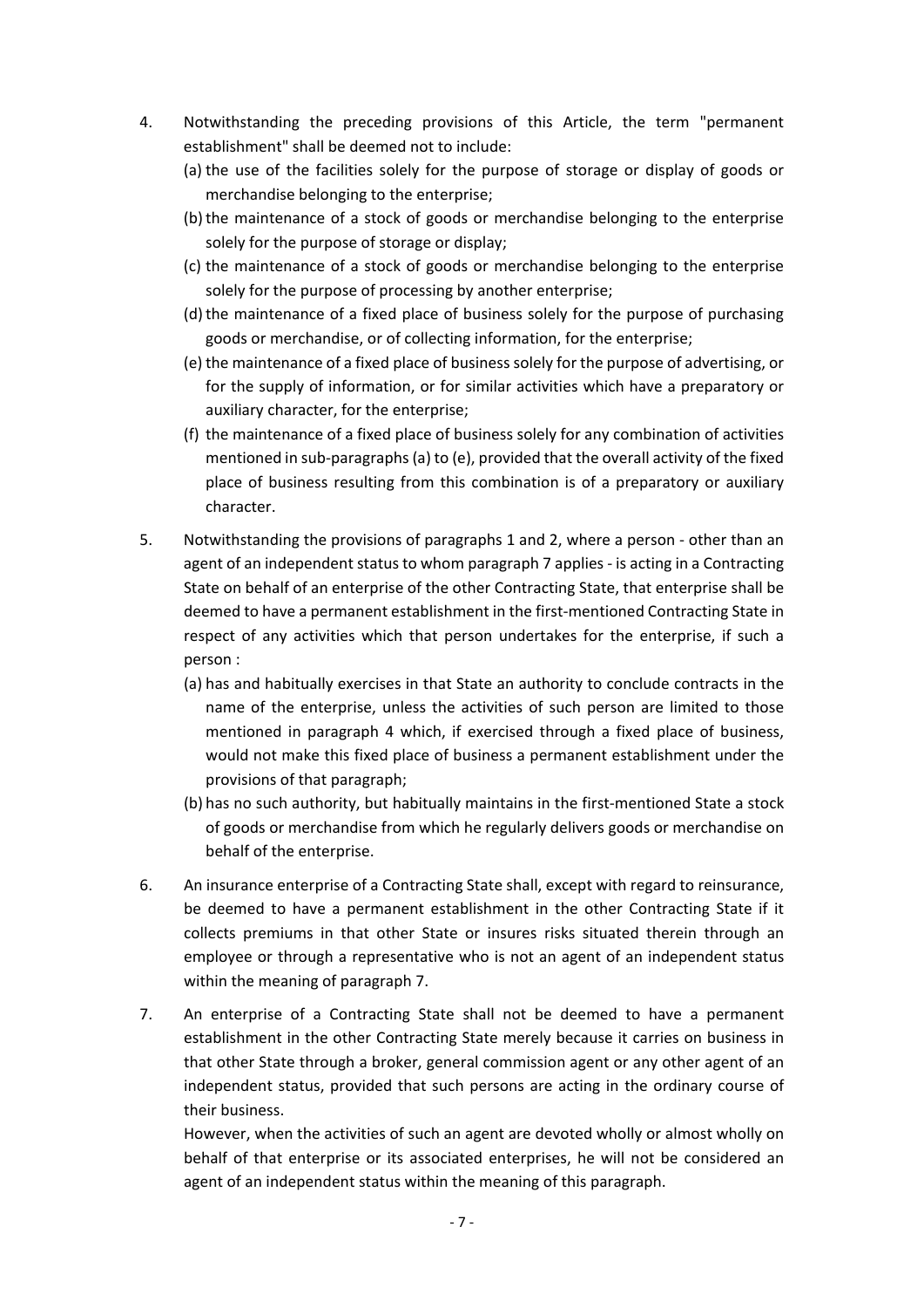4. Notwithstanding the preceding provisions of this Article, the term "permanent establishment" shall be deemed not to include:
   (a) the use of the facilities solely for the purpose of storage or display of goods or merchandise belonging to the enterprise;
   (b) the maintenance of a stock of goods or merchandise belonging to the enterprise solely for the purpose of storage or display;
   (c) the maintenance of a stock of goods or merchandise belonging to the enterprise solely for the purpose of processing by another enterprise;
   (d) the maintenance of a fixed place of business solely for the purpose of purchasing goods or merchandise, or of collecting information, for the enterprise;
   (e) the maintenance of a fixed place of business solely for the purpose of advertising, or for the supply of information, or for similar activities which have a preparatory or auxiliary character, for the enterprise;
   (f) the maintenance of a fixed place of business solely for any combination of activities mentioned in sub-paragraphs (a) to (e), provided that the overall activity of the fixed place of business resulting from this combination is of a preparatory or auxiliary character.

5. Notwithstanding the provisions of paragraphs 1 and 2, where a person - other than an agent of an independent status to whom paragraph 7 applies - is acting in a Contracting State on behalf of an enterprise of the other Contracting State, that enterprise shall be deemed to have a permanent establishment in the first-mentioned Contracting State in respect of any activities which that person undertakes for the enterprise, if such a person :
   (a) has and habitually exercises in that State an authority to conclude contracts in the name of the enterprise, unless the activities of such person are limited to those mentioned in paragraph 4 which, if exercised through a fixed place of business, would not make this fixed place of business a permanent establishment under the provisions of that paragraph;
   (b) has no such authority, but habitually maintains in the first-mentioned State a stock of goods or merchandise from which he regularly delivers goods or merchandise on behalf of the enterprise.

6. An insurance enterprise of a Contracting State shall, except with regard to reinsurance, be deemed to have a permanent establishment in the other Contracting State if it collects premiums in that other State or insures risks situated therein through an employee or through a representative who is not an agent of an independent status within the meaning of paragraph 7.

7. An enterprise of a Contracting State shall not be deemed to have a permanent establishment in the other Contracting State merely because it carries on business in that other State through a broker, general commission agent or any other agent of an independent status, provided that such persons are acting in the ordinary course of their business.

   However, when the activities of such an agent are devoted wholly or almost wholly on behalf of that enterprise or its associated enterprises, he will not be considered an agent of an independent status within the meaning of this paragraph.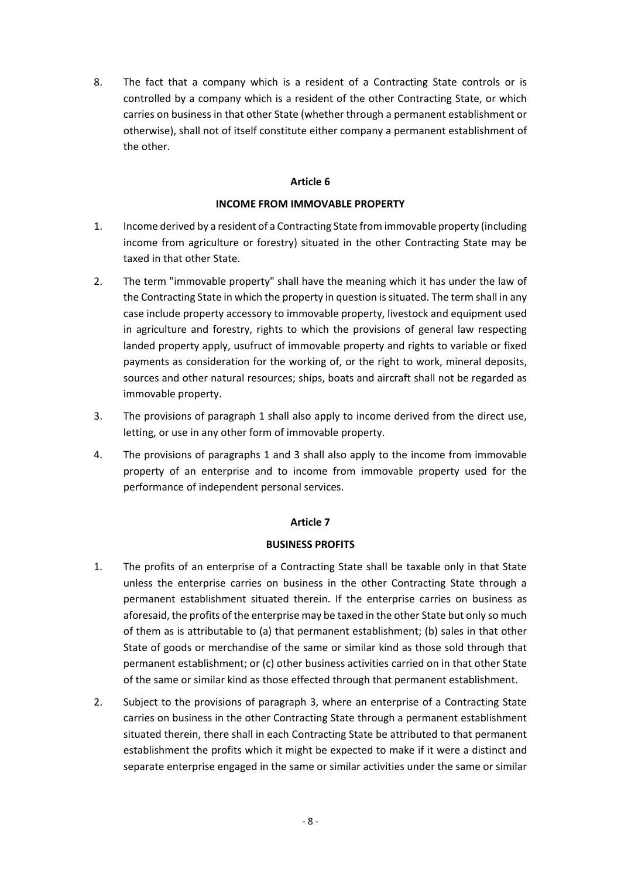8. The fact that a company which is a resident of a Contracting State controls or is controlled by a company which is a resident of the other Contracting State, or which carries on business in that other State (whether through a permanent establishment or otherwise), shall not of itself constitute either company a permanent establishment of the other.

**Article 6**

**INCOME FROM IMMOVABLE PROPERTY**

1. Income derived by a resident of a Contracting State from immovable property (including income from agriculture or forestry) situated in the other Contracting State may be taxed in that other State.

2. The term "immovable property" shall have the meaning which it has under the law of the Contracting State in which the property in question is situated. The term shall in any case include property accessory to immovable property, livestock and equipment used in agriculture and forestry, rights to which the provisions of general law respecting landed property apply, usufruct of immovable property and rights to variable or fixed payments as consideration for the working of, or the right to work, mineral deposits, sources and other natural resources; ships, boats and aircraft shall not be regarded as immovable property.

3. The provisions of paragraph 1 shall also apply to income derived from the direct use, letting, or use in any other form of immovable property.

4. The provisions of paragraphs 1 and 3 shall also apply to the income from immovable property of an enterprise and to income from immovable property used for the performance of independent personal services.

**Article 7**

**BUSINESS PROFITS**

1. The profits of an enterprise of a Contracting State shall be taxable only in that State unless the enterprise carries on business in the other Contracting State through a permanent establishment situated therein. If the enterprise carries on business as aforesaid, the profits of the enterprise may be taxed in the other State but only so much of them as is attributable to (a) that permanent establishment; (b) sales in that other State of goods or merchandise of the same or similar kind as those sold through that permanent establishment; or (c) other business activities carried on in that other State of the same or similar kind as those effected through that permanent establishment.

2. Subject to the provisions of paragraph 3, where an enterprise of a Contracting State carries on business in the other Contracting State through a permanent establishment situated therein, there shall in each Contracting State be attributed to that permanent establishment the profits which it might be expected to make if it were a distinct and separate enterprise engaged in the same or similar activities under the same or similar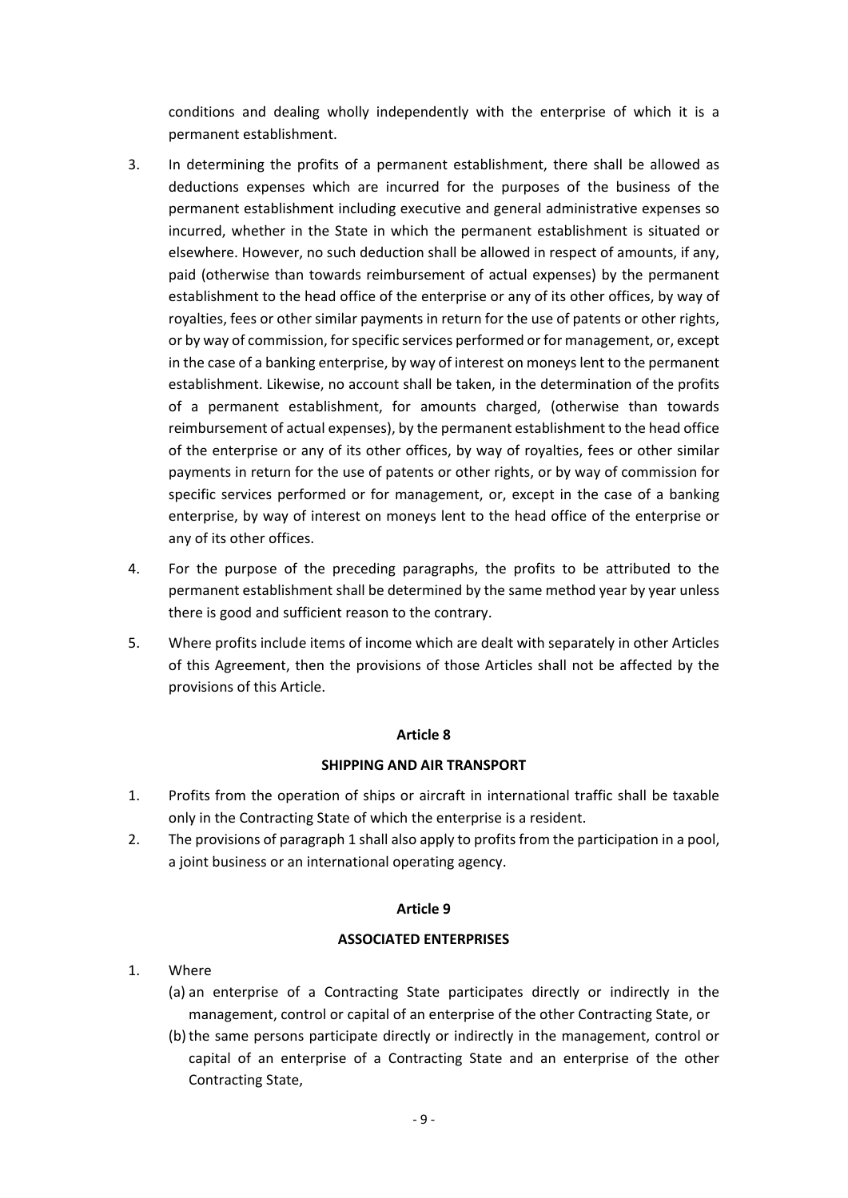conditions and dealing wholly independently with the enterprise of which it is a permanent establishment.

3. In determining the profits of a permanent establishment, there shall be allowed as deductions expenses which are incurred for the purposes of the business of the permanent establishment including executive and general administrative expenses so incurred, whether in the State in which the permanent establishment is situated or elsewhere. However, no such deduction shall be allowed in respect of amounts, if any, paid (otherwise than towards reimbursement of actual expenses) by the permanent establishment to the head office of the enterprise or any of its other offices, by way of royalties, fees or other similar payments in return for the use of patents or other rights, or by way of commission, for specific services performed or for management, or, except in the case of a banking enterprise, by way of interest on moneys lent to the permanent establishment. Likewise, no account shall be taken, in the determination of the profits of a permanent establishment, for amounts charged, (otherwise than towards reimbursement of actual expenses), by the permanent establishment to the head office of the enterprise or any of its other offices, by way of royalties, fees or other similar payments in return for the use of patents or other rights, or by way of commission for specific services performed or for management, or, except in the case of a banking enterprise, by way of interest on moneys lent to the head office of the enterprise or any of its other offices.

4. For the purpose of the preceding paragraphs, the profits to be attributed to the permanent establishment shall be determined by the same method year by year unless there is good and sufficient reason to the contrary.

5. Where profits include items of income which are dealt with separately in other Articles of this Agreement, then the provisions of those Articles shall not be affected by the provisions of this Article.

## Article 8

### SHIPPING AND AIR TRANSPORT

1. Profits from the operation of ships or aircraft in international traffic shall be taxable only in the Contracting State of which the enterprise is a resident.
2. The provisions of paragraph 1 shall also apply to profits from the participation in a pool, a joint business or an international operating agency.

## Article 9

### ASSOCIATED ENTERPRISES

1. Where
   (a) an enterprise of a Contracting State participates directly or indirectly in the management, control or capital of an enterprise of the other Contracting State, or
   (b) the same persons participate directly or indirectly in the management, control or capital of an enterprise of a Contracting State and an enterprise of the other Contracting State,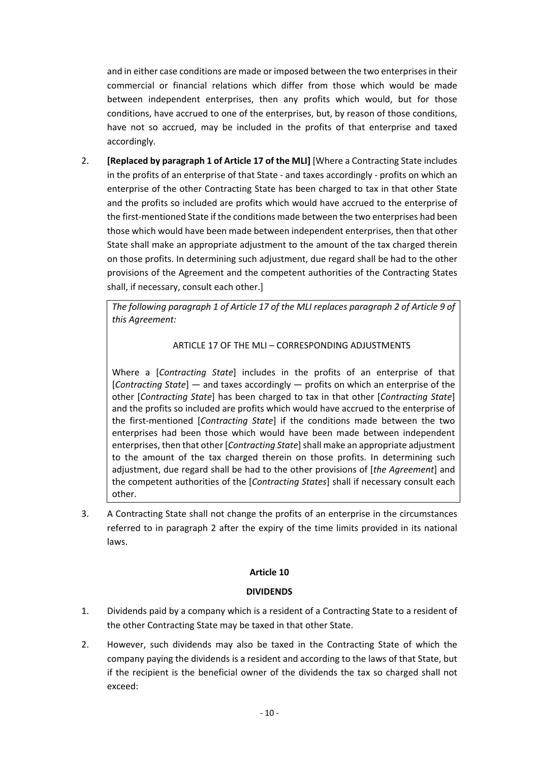and in either case conditions are made or imposed between the two enterprises in their commercial or financial relations which differ from those which would be made between independent enterprises, then any profits which would, but for those conditions, have accrued to one of the enterprises, but, by reason of those conditions, have not so accrued, may be included in the profits of that enterprise and taxed accordingly.

2. **[Replaced by paragraph 1 of Article 17 of the MLI]** [Where a Contracting State includes in the profits of an enterprise of that State - and taxes accordingly - profits on which an enterprise of the other Contracting State has been charged to tax in that other State and the profits so included are profits which would have accrued to the enterprise of the first-mentioned State if the conditions made between the two enterprises had been those which would have been made between independent enterprises, then that other State shall make an appropriate adjustment to the amount of the tax charged therein on those profits. In determining such adjustment, due regard shall be had to the other provisions of the Agreement and the competent authorities of the Contracting States shall, if necessary, consult each other.]

> *The following paragraph 1 of Article 17 of the MLI replaces paragraph 2 of Article 9 of this Agreement:*
>
> ARTICLE 17 OF THE MLI – CORRESPONDING ADJUSTMENTS
>
> Where a [*Contracting State*] includes in the profits of an enterprise of that [*Contracting State*] — and taxes accordingly — profits on which an enterprise of the other [*Contracting State*] has been charged to tax in that other [*Contracting State*] and the profits so included are profits which would have accrued to the enterprise of the first-mentioned [*Contracting State*] if the conditions made between the two enterprises had been those which would have been made between independent enterprises, then that other [*Contracting State*] shall make an appropriate adjustment to the amount of the tax charged therein on those profits. In determining such adjustment, due regard shall be had to the other provisions of [*the Agreement*] and the competent authorities of the [*Contracting States*] shall if necessary consult each other.

3. A Contracting State shall not change the profits of an enterprise in the circumstances referred to in paragraph 2 after the expiry of the time limits provided in its national laws.

## Article 10

### DIVIDENDS

1. Dividends paid by a company which is a resident of a Contracting State to a resident of the other Contracting State may be taxed in that other State.

2. However, such dividends may also be taxed in the Contracting State of which the company paying the dividends is a resident and according to the laws of that State, but if the recipient is the beneficial owner of the dividends the tax so charged shall not exceed: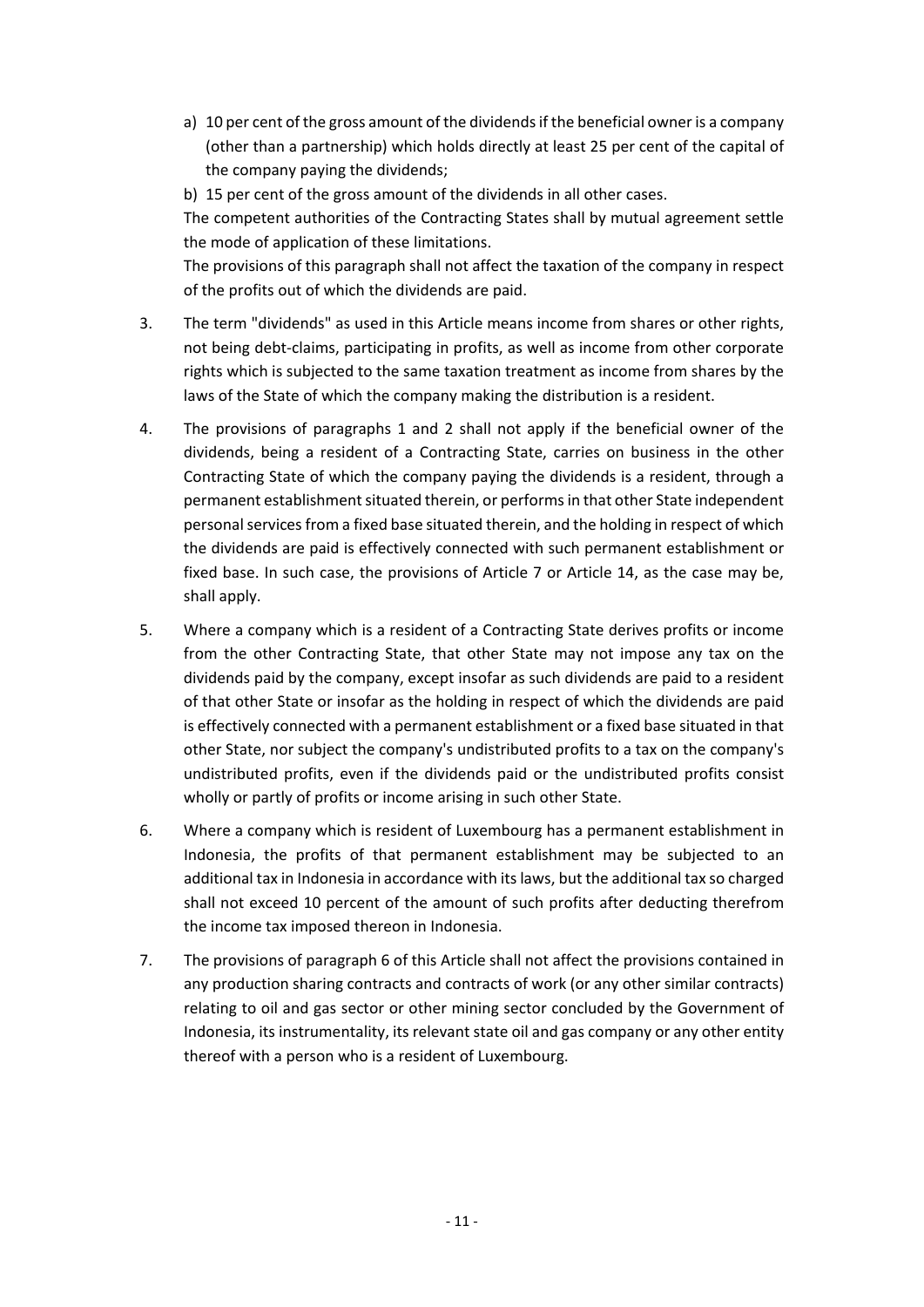a) 10 per cent of the gross amount of the dividends if the beneficial owner is a company (other than a partnership) which holds directly at least 25 per cent of the capital of the company paying the dividends;

b) 15 per cent of the gross amount of the dividends in all other cases.

The competent authorities of the Contracting States shall by mutual agreement settle the mode of application of these limitations.

The provisions of this paragraph shall not affect the taxation of the company in respect of the profits out of which the dividends are paid.

3. The term "dividends" as used in this Article means income from shares or other rights, not being debt-claims, participating in profits, as well as income from other corporate rights which is subjected to the same taxation treatment as income from shares by the laws of the State of which the company making the distribution is a resident.

4. The provisions of paragraphs 1 and 2 shall not apply if the beneficial owner of the dividends, being a resident of a Contracting State, carries on business in the other Contracting State of which the company paying the dividends is a resident, through a permanent establishment situated therein, or performs in that other State independent personal services from a fixed base situated therein, and the holding in respect of which the dividends are paid is effectively connected with such permanent establishment or fixed base. In such case, the provisions of Article 7 or Article 14, as the case may be, shall apply.

5. Where a company which is a resident of a Contracting State derives profits or income from the other Contracting State, that other State may not impose any tax on the dividends paid by the company, except insofar as such dividends are paid to a resident of that other State or insofar as the holding in respect of which the dividends are paid is effectively connected with a permanent establishment or a fixed base situated in that other State, nor subject the company's undistributed profits to a tax on the company's undistributed profits, even if the dividends paid or the undistributed profits consist wholly or partly of profits or income arising in such other State.

6. Where a company which is resident of Luxembourg has a permanent establishment in Indonesia, the profits of that permanent establishment may be subjected to an additional tax in Indonesia in accordance with its laws, but the additional tax so charged shall not exceed 10 percent of the amount of such profits after deducting therefrom the income tax imposed thereon in Indonesia.

7. The provisions of paragraph 6 of this Article shall not affect the provisions contained in any production sharing contracts and contracts of work (or any other similar contracts) relating to oil and gas sector or other mining sector concluded by the Government of Indonesia, its instrumentality, its relevant state oil and gas company or any other entity thereof with a person who is a resident of Luxembourg.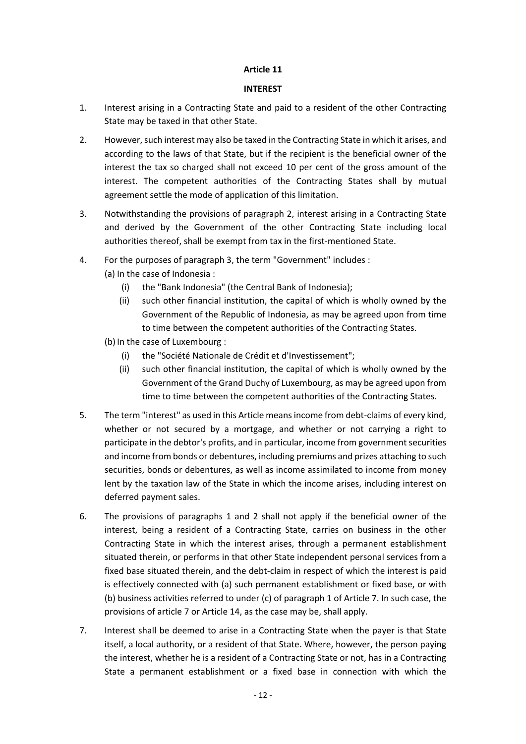**Article 11**

**INTEREST**

1. Interest arising in a Contracting State and paid to a resident of the other Contracting State may be taxed in that other State.

2. However, such interest may also be taxed in the Contracting State in which it arises, and according to the laws of that State, but if the recipient is the beneficial owner of the interest the tax so charged shall not exceed 10 per cent of the gross amount of the interest. The competent authorities of the Contracting States shall by mutual agreement settle the mode of application of this limitation.

3. Notwithstanding the provisions of paragraph 2, interest arising in a Contracting State and derived by the Government of the other Contracting State including local authorities thereof, shall be exempt from tax in the first-mentioned State.

4. For the purposes of paragraph 3, the term "Government" includes :

   (a) In the case of Indonesia :

   - (i) the "Bank Indonesia" (the Central Bank of Indonesia);
   - (ii) such other financial institution, the capital of which is wholly owned by the Government of the Republic of Indonesia, as may be agreed upon from time to time between the competent authorities of the Contracting States.

   (b) In the case of Luxembourg :

   - (i) the "Société Nationale de Crédit et d'Investissement";
   - (ii) such other financial institution, the capital of which is wholly owned by the Government of the Grand Duchy of Luxembourg, as may be agreed upon from time to time between the competent authorities of the Contracting States.

5. The term "interest" as used in this Article means income from debt-claims of every kind, whether or not secured by a mortgage, and whether or not carrying a right to participate in the debtor's profits, and in particular, income from government securities and income from bonds or debentures, including premiums and prizes attaching to such securities, bonds or debentures, as well as income assimilated to income from money lent by the taxation law of the State in which the income arises, including interest on deferred payment sales.

6. The provisions of paragraphs 1 and 2 shall not apply if the beneficial owner of the interest, being a resident of a Contracting State, carries on business in the other Contracting State in which the interest arises, through a permanent establishment situated therein, or performs in that other State independent personal services from a fixed base situated therein, and the debt-claim in respect of which the interest is paid is effectively connected with (a) such permanent establishment or fixed base, or with (b) business activities referred to under (c) of paragraph 1 of Article 7. In such case, the provisions of article 7 or Article 14, as the case may be, shall apply.

7. Interest shall be deemed to arise in a Contracting State when the payer is that State itself, a local authority, or a resident of that State. Where, however, the person paying the interest, whether he is a resident of a Contracting State or not, has in a Contracting State a permanent establishment or a fixed base in connection with which the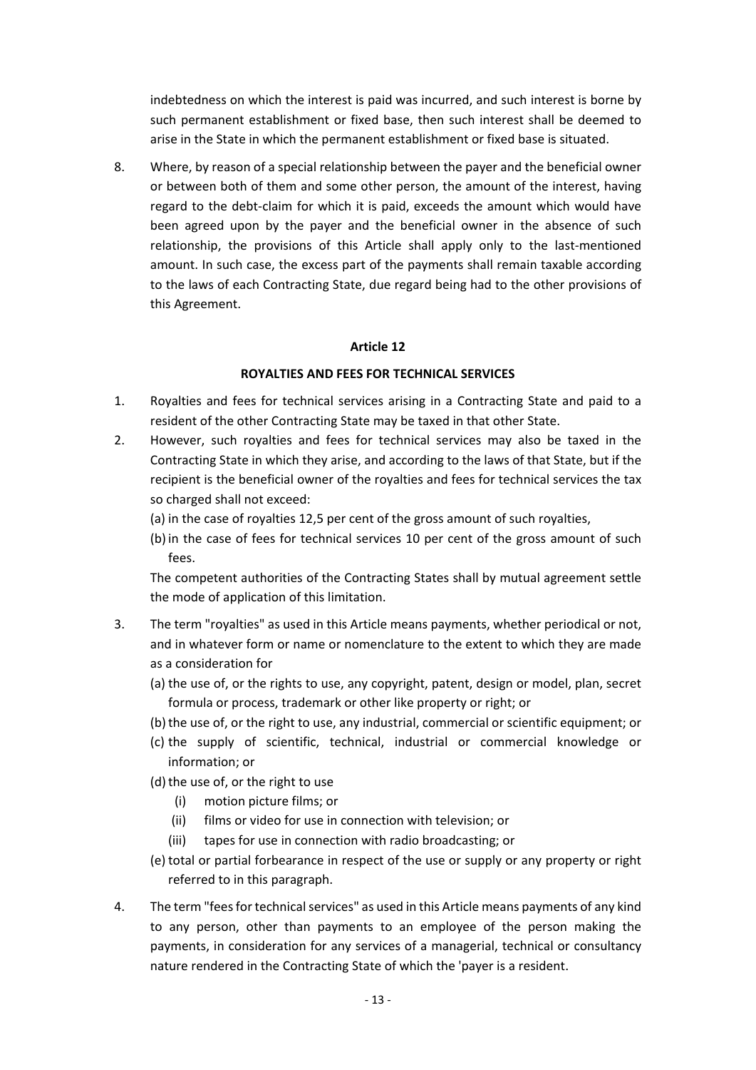indebtedness on which the interest is paid was incurred, and such interest is borne by such permanent establishment or fixed base, then such interest shall be deemed to arise in the State in which the permanent establishment or fixed base is situated.

8. Where, by reason of a special relationship between the payer and the beneficial owner or between both of them and some other person, the amount of the interest, having regard to the debt-claim for which it is paid, exceeds the amount which would have been agreed upon by the payer and the beneficial owner in the absence of such relationship, the provisions of this Article shall apply only to the last-mentioned amount. In such case, the excess part of the payments shall remain taxable according to the laws of each Contracting State, due regard being had to the other provisions of this Agreement.

**Article 12**

**ROYALTIES AND FEES FOR TECHNICAL SERVICES**

1. Royalties and fees for technical services arising in a Contracting State and paid to a resident of the other Contracting State may be taxed in that other State.

2. However, such royalties and fees for technical services may also be taxed in the Contracting State in which they arise, and according to the laws of that State, but if the recipient is the beneficial owner of the royalties and fees for technical services the tax so charged shall not exceed:

   (a) in the case of royalties 12,5 per cent of the gross amount of such royalties,

   (b) in the case of fees for technical services 10 per cent of the gross amount of such fees.

   The competent authorities of the Contracting States shall by mutual agreement settle the mode of application of this limitation.

3. The term "royalties" as used in this Article means payments, whether periodical or not, and in whatever form or name or nomenclature to the extent to which they are made as a consideration for

   (a) the use of, or the rights to use, any copyright, patent, design or model, plan, secret formula or process, trademark or other like property or right; or

   (b) the use of, or the right to use, any industrial, commercial or scientific equipment; or

   (c) the supply of scientific, technical, industrial or commercial knowledge or information; or

   (d) the use of, or the right to use

      (i) motion picture films; or

      (ii) films or video for use in connection with television; or

      (iii) tapes for use in connection with radio broadcasting; or

   (e) total or partial forbearance in respect of the use or supply or any property or right referred to in this paragraph.

4. The term "fees for technical services" as used in this Article means payments of any kind to any person, other than payments to an employee of the person making the payments, in consideration for any services of a managerial, technical or consultancy nature rendered in the Contracting State of which the 'payer is a resident.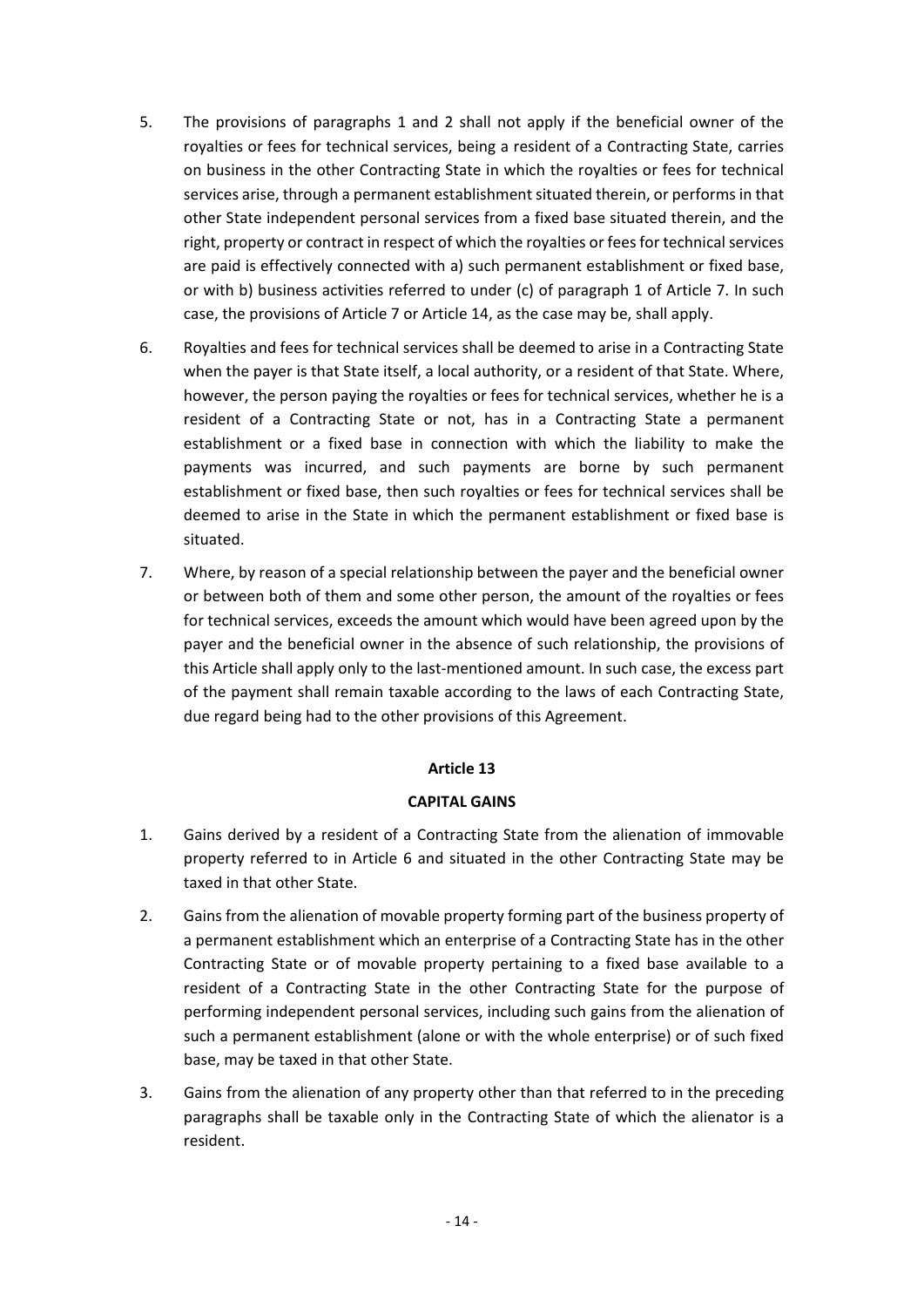5. The provisions of paragraphs 1 and 2 shall not apply if the beneficial owner of the royalties or fees for technical services, being a resident of a Contracting State, carries on business in the other Contracting State in which the royalties or fees for technical services arise, through a permanent establishment situated therein, or performs in that other State independent personal services from a fixed base situated therein, and the right, property or contract in respect of which the royalties or fees for technical services are paid is effectively connected with a) such permanent establishment or fixed base, or with b) business activities referred to under (c) of paragraph 1 of Article 7. In such case, the provisions of Article 7 or Article 14, as the case may be, shall apply.

6. Royalties and fees for technical services shall be deemed to arise in a Contracting State when the payer is that State itself, a local authority, or a resident of that State. Where, however, the person paying the royalties or fees for technical services, whether he is a resident of a Contracting State or not, has in a Contracting State a permanent establishment or a fixed base in connection with which the liability to make the payments was incurred, and such payments are borne by such permanent establishment or fixed base, then such royalties or fees for technical services shall be deemed to arise in the State in which the permanent establishment or fixed base is situated.

7. Where, by reason of a special relationship between the payer and the beneficial owner or between both of them and some other person, the amount of the royalties or fees for technical services, exceeds the amount which would have been agreed upon by the payer and the beneficial owner in the absence of such relationship, the provisions of this Article shall apply only to the last-mentioned amount. In such case, the excess part of the payment shall remain taxable according to the laws of each Contracting State, due regard being had to the other provisions of this Agreement.

## Article 13

## CAPITAL GAINS

1. Gains derived by a resident of a Contracting State from the alienation of immovable property referred to in Article 6 and situated in the other Contracting State may be taxed in that other State.

2. Gains from the alienation of movable property forming part of the business property of a permanent establishment which an enterprise of a Contracting State has in the other Contracting State or of movable property pertaining to a fixed base available to a resident of a Contracting State in the other Contracting State for the purpose of performing independent personal services, including such gains from the alienation of such a permanent establishment (alone or with the whole enterprise) or of such fixed base, may be taxed in that other State.

3. Gains from the alienation of any property other than that referred to in the preceding paragraphs shall be taxable only in the Contracting State of which the alienator is a resident.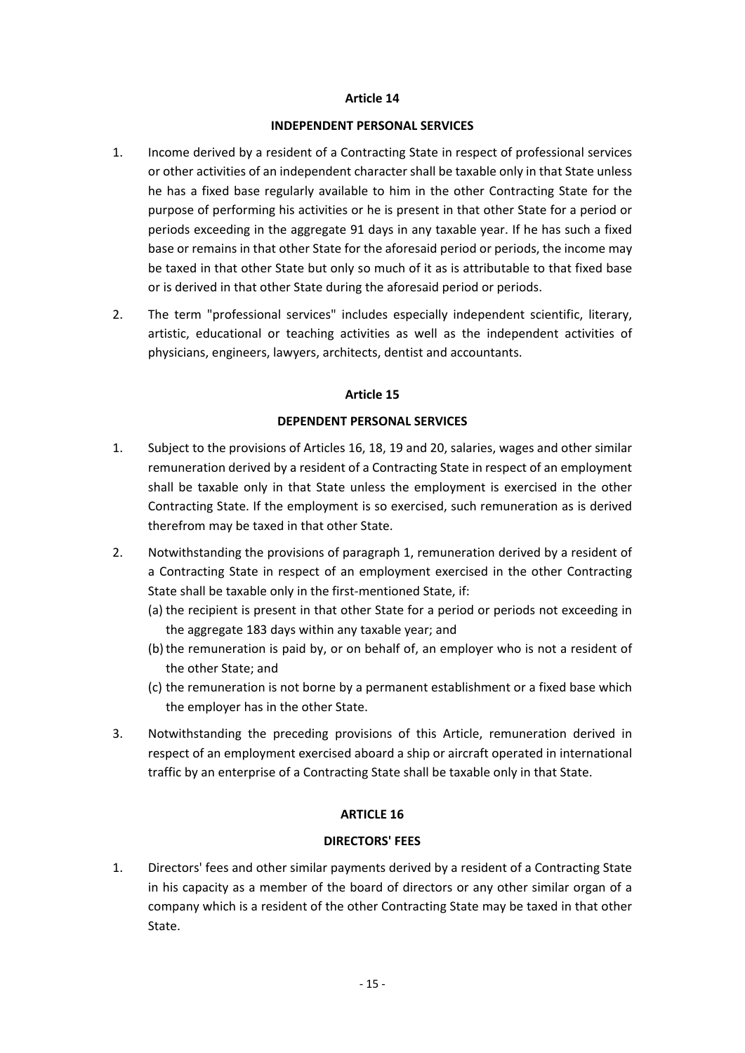## Article 14

### INDEPENDENT PERSONAL SERVICES

1. Income derived by a resident of a Contracting State in respect of professional services or other activities of an independent character shall be taxable only in that State unless he has a fixed base regularly available to him in the other Contracting State for the purpose of performing his activities or he is present in that other State for a period or periods exceeding in the aggregate 91 days in any taxable year. If he has such a fixed base or remains in that other State for the aforesaid period or periods, the income may be taxed in that other State but only so much of it as is attributable to that fixed base or is derived in that other State during the aforesaid period or periods.

2. The term "professional services" includes especially independent scientific, literary, artistic, educational or teaching activities as well as the independent activities of physicians, engineers, lawyers, architects, dentist and accountants.

## Article 15

### DEPENDENT PERSONAL SERVICES

1. Subject to the provisions of Articles 16, 18, 19 and 20, salaries, wages and other similar remuneration derived by a resident of a Contracting State in respect of an employment shall be taxable only in that State unless the employment is exercised in the other Contracting State. If the employment is so exercised, such remuneration as is derived therefrom may be taxed in that other State.

2. Notwithstanding the provisions of paragraph 1, remuneration derived by a resident of a Contracting State in respect of an employment exercised in the other Contracting State shall be taxable only in the first-mentioned State, if:
   (a) the recipient is present in that other State for a period or periods not exceeding in the aggregate 183 days within any taxable year; and
   (b) the remuneration is paid by, or on behalf of, an employer who is not a resident of the other State; and
   (c) the remuneration is not borne by a permanent establishment or a fixed base which the employer has in the other State.

3. Notwithstanding the preceding provisions of this Article, remuneration derived in respect of an employment exercised aboard a ship or aircraft operated in international traffic by an enterprise of a Contracting State shall be taxable only in that State.

## ARTICLE 16

### DIRECTORS' FEES

1. Directors' fees and other similar payments derived by a resident of a Contracting State in his capacity as a member of the board of directors or any other similar organ of a company which is a resident of the other Contracting State may be taxed in that other State.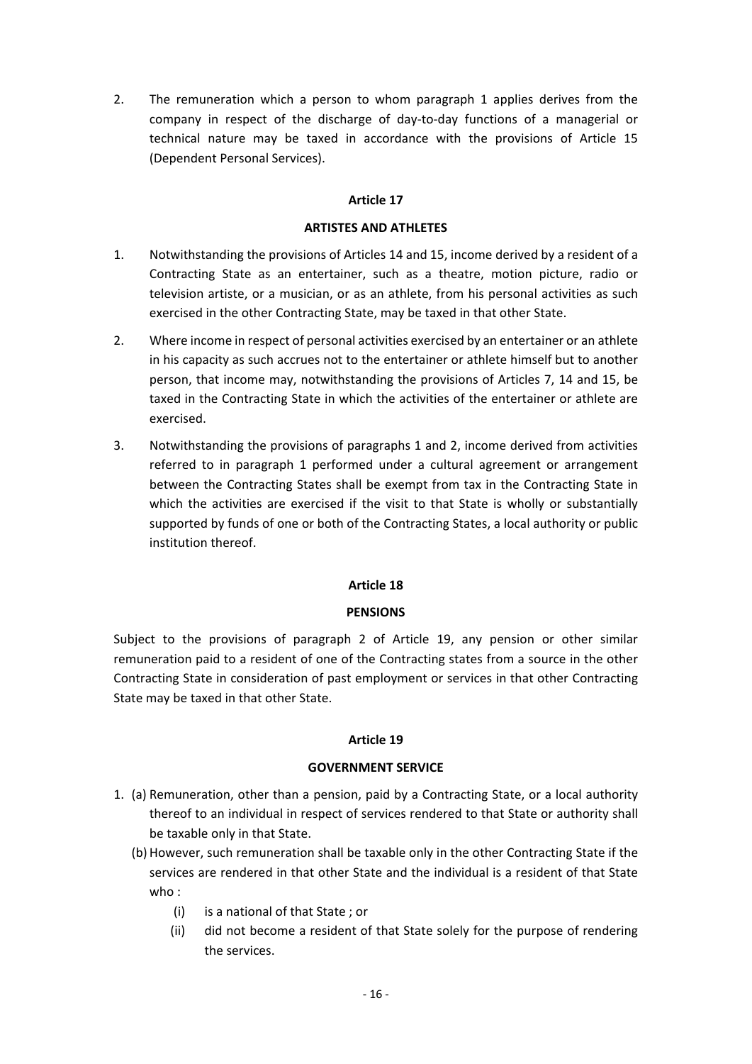2. The remuneration which a person to whom paragraph 1 applies derives from the company in respect of the discharge of day-to-day functions of a managerial or technical nature may be taxed in accordance with the provisions of Article 15 (Dependent Personal Services).

**Article 17**

**ARTISTES AND ATHLETES**

1. Notwithstanding the provisions of Articles 14 and 15, income derived by a resident of a Contracting State as an entertainer, such as a theatre, motion picture, radio or television artiste, or a musician, or as an athlete, from his personal activities as such exercised in the other Contracting State, may be taxed in that other State.

2. Where income in respect of personal activities exercised by an entertainer or an athlete in his capacity as such accrues not to the entertainer or athlete himself but to another person, that income may, notwithstanding the provisions of Articles 7, 14 and 15, be taxed in the Contracting State in which the activities of the entertainer or athlete are exercised.

3. Notwithstanding the provisions of paragraphs 1 and 2, income derived from activities referred to in paragraph 1 performed under a cultural agreement or arrangement between the Contracting States shall be exempt from tax in the Contracting State in which the activities are exercised if the visit to that State is wholly or substantially supported by funds of one or both of the Contracting States, a local authority or public institution thereof.

**Article 18**

**PENSIONS**

Subject to the provisions of paragraph 2 of Article 19, any pension or other similar remuneration paid to a resident of one of the Contracting states from a source in the other Contracting State in consideration of past employment or services in that other Contracting State may be taxed in that other State.

**Article 19**

**GOVERNMENT SERVICE**

1. (a) Remuneration, other than a pension, paid by a Contracting State, or a local authority thereof to an individual in respect of services rendered to that State or authority shall be taxable only in that State.

   (b) However, such remuneration shall be taxable only in the other Contracting State if the services are rendered in that other State and the individual is a resident of that State who :

      (i) is a national of that State ; or

      (ii) did not become a resident of that State solely for the purpose of rendering the services.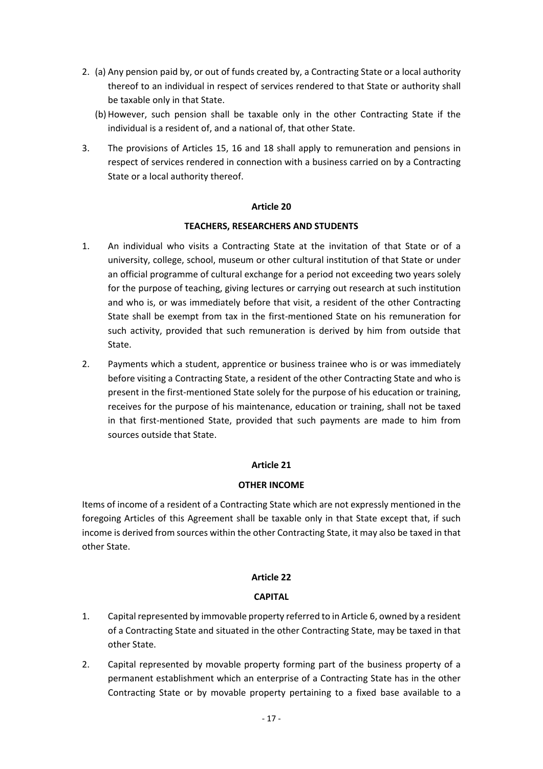2. (a) Any pension paid by, or out of funds created by, a Contracting State or a local authority thereof to an individual in respect of services rendered to that State or authority shall be taxable only in that State.

   (b) However, such pension shall be taxable only in the other Contracting State if the individual is a resident of, and a national of, that other State.

3. The provisions of Articles 15, 16 and 18 shall apply to remuneration and pensions in respect of services rendered in connection with a business carried on by a Contracting State or a local authority thereof.

**Article 20**

**TEACHERS, RESEARCHERS AND STUDENTS**

1. An individual who visits a Contracting State at the invitation of that State or of a university, college, school, museum or other cultural institution of that State or under an official programme of cultural exchange for a period not exceeding two years solely for the purpose of teaching, giving lectures or carrying out research at such institution and who is, or was immediately before that visit, a resident of the other Contracting State shall be exempt from tax in the first-mentioned State on his remuneration for such activity, provided that such remuneration is derived by him from outside that State.

2. Payments which a student, apprentice or business trainee who is or was immediately before visiting a Contracting State, a resident of the other Contracting State and who is present in the first-mentioned State solely for the purpose of his education or training, receives for the purpose of his maintenance, education or training, shall not be taxed in that first-mentioned State, provided that such payments are made to him from sources outside that State.

**Article 21**

**OTHER INCOME**

Items of income of a resident of a Contracting State which are not expressly mentioned in the foregoing Articles of this Agreement shall be taxable only in that State except that, if such income is derived from sources within the other Contracting State, it may also be taxed in that other State.

**Article 22**

**CAPITAL**

1. Capital represented by immovable property referred to in Article 6, owned by a resident of a Contracting State and situated in the other Contracting State, may be taxed in that other State.

2. Capital represented by movable property forming part of the business property of a permanent establishment which an enterprise of a Contracting State has in the other Contracting State or by movable property pertaining to a fixed base available to a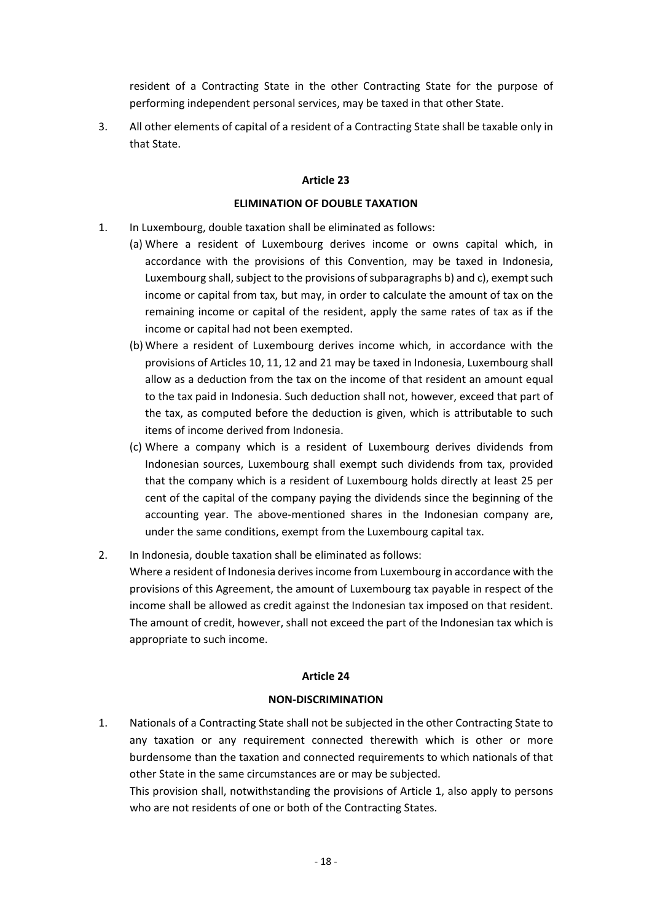resident of a Contracting State in the other Contracting State for the purpose of performing independent personal services, may be taxed in that other State.

3. All other elements of capital of a resident of a Contracting State shall be taxable only in that State.

**Article 23**

**ELIMINATION OF DOUBLE TAXATION**

1. In Luxembourg, double taxation shall be eliminated as follows:
   (a) Where a resident of Luxembourg derives income or owns capital which, in accordance with the provisions of this Convention, may be taxed in Indonesia, Luxembourg shall, subject to the provisions of subparagraphs b) and c), exempt such income or capital from tax, but may, in order to calculate the amount of tax on the remaining income or capital of the resident, apply the same rates of tax as if the income or capital had not been exempted.
   (b) Where a resident of Luxembourg derives income which, in accordance with the provisions of Articles 10, 11, 12 and 21 may be taxed in Indonesia, Luxembourg shall allow as a deduction from the tax on the income of that resident an amount equal to the tax paid in Indonesia. Such deduction shall not, however, exceed that part of the tax, as computed before the deduction is given, which is attributable to such items of income derived from Indonesia.
   (c) Where a company which is a resident of Luxembourg derives dividends from Indonesian sources, Luxembourg shall exempt such dividends from tax, provided that the company which is a resident of Luxembourg holds directly at least 25 per cent of the capital of the company paying the dividends since the beginning of the accounting year. The above-mentioned shares in the Indonesian company are, under the same conditions, exempt from the Luxembourg capital tax.

2. In Indonesia, double taxation shall be eliminated as follows:
   Where a resident of Indonesia derives income from Luxembourg in accordance with the provisions of this Agreement, the amount of Luxembourg tax payable in respect of the income shall be allowed as credit against the Indonesian tax imposed on that resident. The amount of credit, however, shall not exceed the part of the Indonesian tax which is appropriate to such income.

**Article 24**

**NON-DISCRIMINATION**

1. Nationals of a Contracting State shall not be subjected in the other Contracting State to any taxation or any requirement connected therewith which is other or more burdensome than the taxation and connected requirements to which nationals of that other State in the same circumstances are or may be subjected.
   This provision shall, notwithstanding the provisions of Article 1, also apply to persons who are not residents of one or both of the Contracting States.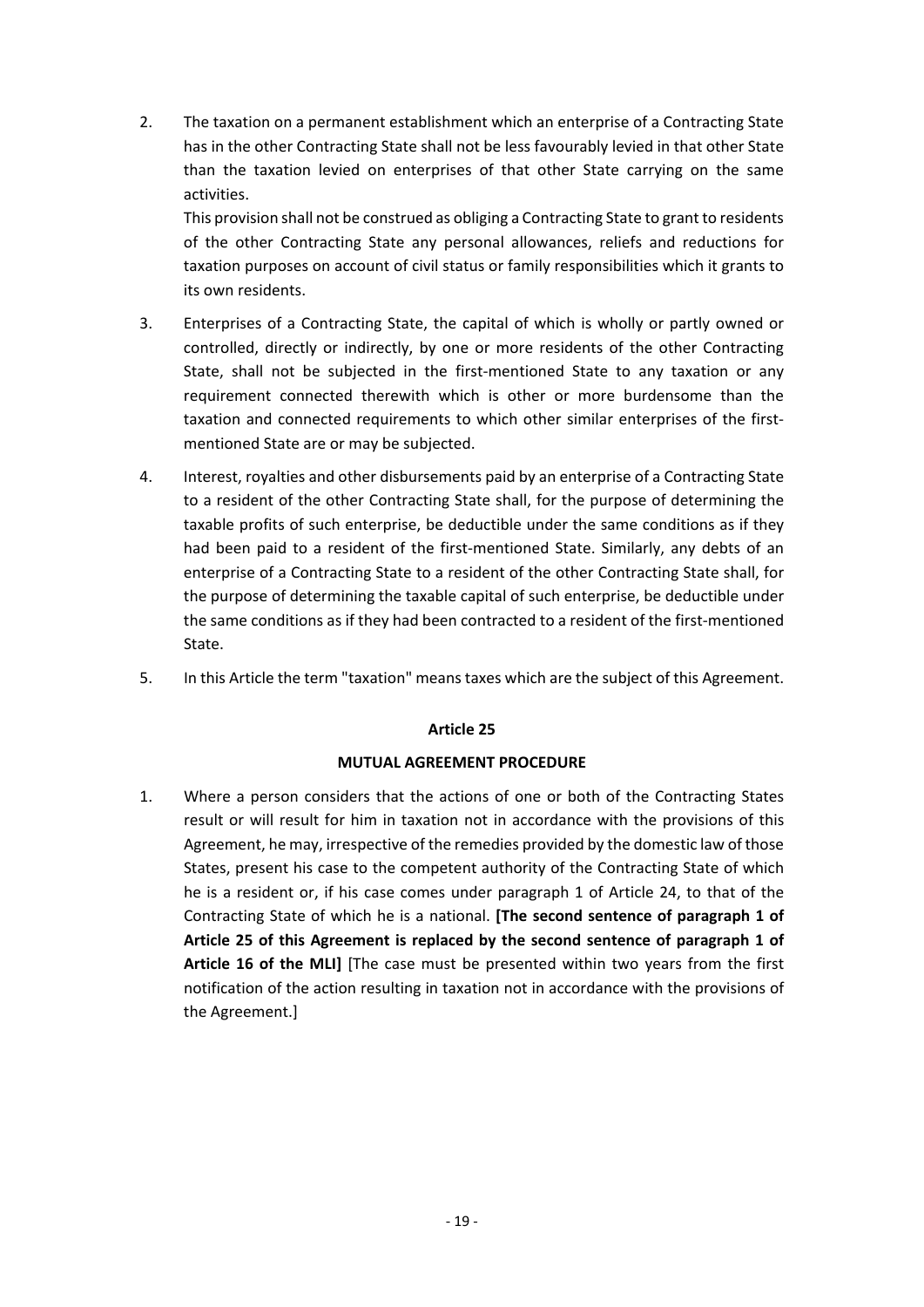2. The taxation on a permanent establishment which an enterprise of a Contracting State has in the other Contracting State shall not be less favourably levied in that other State than the taxation levied on enterprises of that other State carrying on the same activities.

   This provision shall not be construed as obliging a Contracting State to grant to residents of the other Contracting State any personal allowances, reliefs and reductions for taxation purposes on account of civil status or family responsibilities which it grants to its own residents.

3. Enterprises of a Contracting State, the capital of which is wholly or partly owned or controlled, directly or indirectly, by one or more residents of the other Contracting State, shall not be subjected in the first-mentioned State to any taxation or any requirement connected therewith which is other or more burdensome than the taxation and connected requirements to which other similar enterprises of the first-mentioned State are or may be subjected.

4. Interest, royalties and other disbursements paid by an enterprise of a Contracting State to a resident of the other Contracting State shall, for the purpose of determining the taxable profits of such enterprise, be deductible under the same conditions as if they had been paid to a resident of the first-mentioned State. Similarly, any debts of an enterprise of a Contracting State to a resident of the other Contracting State shall, for the purpose of determining the taxable capital of such enterprise, be deductible under the same conditions as if they had been contracted to a resident of the first-mentioned State.

5. In this Article the term "taxation" means taxes which are the subject of this Agreement.

**Article 25**

**MUTUAL AGREEMENT PROCEDURE**

1. Where a person considers that the actions of one or both of the Contracting States result or will result for him in taxation not in accordance with the provisions of this Agreement, he may, irrespective of the remedies provided by the domestic law of those States, present his case to the competent authority of the Contracting State of which he is a resident or, if his case comes under paragraph 1 of Article 24, to that of the Contracting State of which he is a national. **[The second sentence of paragraph 1 of Article 25 of this Agreement is replaced by the second sentence of paragraph 1 of Article 16 of the MLI]** [The case must be presented within two years from the first notification of the action resulting in taxation not in accordance with the provisions of the Agreement.]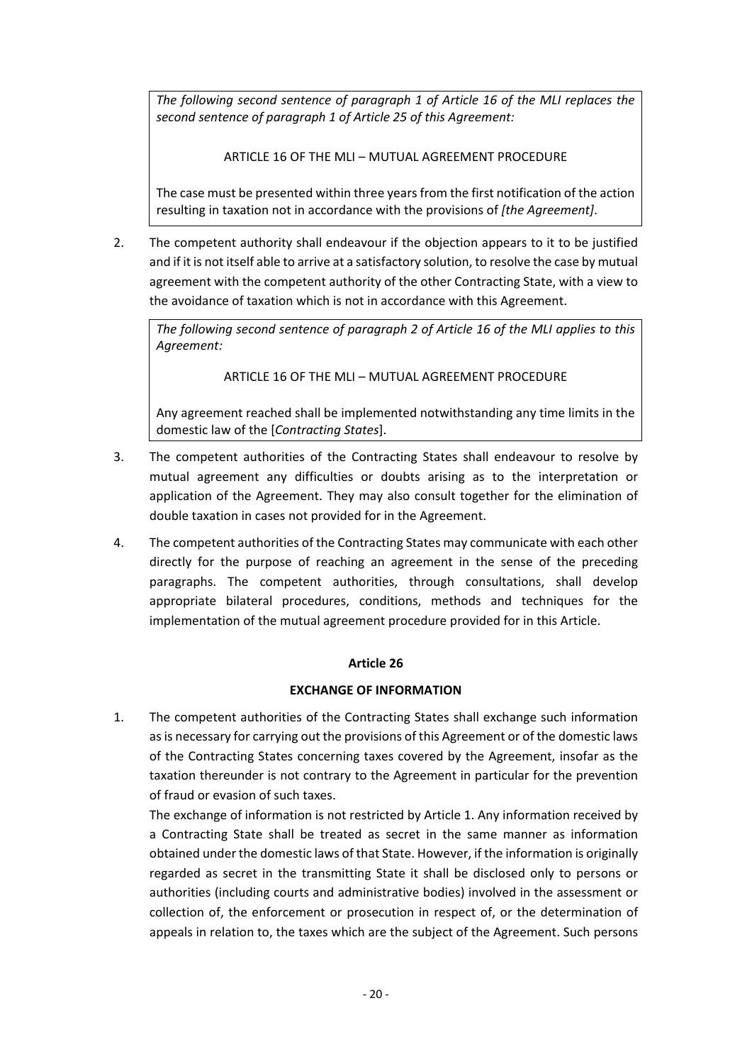*The following second sentence of paragraph 1 of Article 16 of the MLI replaces the second sentence of paragraph 1 of Article 25 of this Agreement:*

ARTICLE 16 OF THE MLI – MUTUAL AGREEMENT PROCEDURE

The case must be presented within three years from the first notification of the action resulting in taxation not in accordance with the provisions of *[the Agreement]*.

2. The competent authority shall endeavour if the objection appears to it to be justified and if it is not itself able to arrive at a satisfactory solution, to resolve the case by mutual agreement with the competent authority of the other Contracting State, with a view to the avoidance of taxation which is not in accordance with this Agreement.

*The following second sentence of paragraph 2 of Article 16 of the MLI applies to this Agreement:*

ARTICLE 16 OF THE MLI – MUTUAL AGREEMENT PROCEDURE

Any agreement reached shall be implemented notwithstanding any time limits in the domestic law of the [*Contracting States*].

3. The competent authorities of the Contracting States shall endeavour to resolve by mutual agreement any difficulties or doubts arising as to the interpretation or application of the Agreement. They may also consult together for the elimination of double taxation in cases not provided for in the Agreement.

4. The competent authorities of the Contracting States may communicate with each other directly for the purpose of reaching an agreement in the sense of the preceding paragraphs. The competent authorities, through consultations, shall develop appropriate bilateral procedures, conditions, methods and techniques for the implementation of the mutual agreement procedure provided for in this Article.

**Article 26**

**EXCHANGE OF INFORMATION**

1. The competent authorities of the Contracting States shall exchange such information as is necessary for carrying out the provisions of this Agreement or of the domestic laws of the Contracting States concerning taxes covered by the Agreement, insofar as the taxation thereunder is not contrary to the Agreement in particular for the prevention of fraud or evasion of such taxes.

   The exchange of information is not restricted by Article 1. Any information received by a Contracting State shall be treated as secret in the same manner as information obtained under the domestic laws of that State. However, if the information is originally regarded as secret in the transmitting State it shall be disclosed only to persons or authorities (including courts and administrative bodies) involved in the assessment or collection of, the enforcement or prosecution in respect of, or the determination of appeals in relation to, the taxes which are the subject of the Agreement. Such persons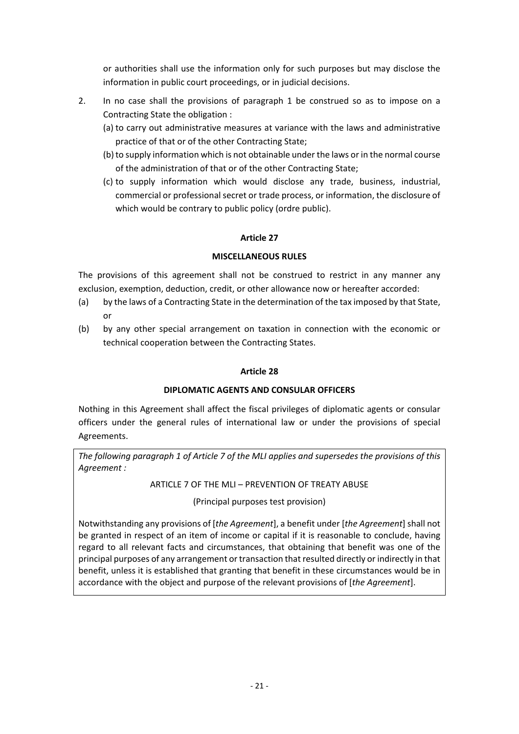or authorities shall use the information only for such purposes but may disclose the information in public court proceedings, or in judicial decisions.

2. In no case shall the provisions of paragraph 1 be construed so as to impose on a Contracting State the obligation :
   (a) to carry out administrative measures at variance with the laws and administrative practice of that or of the other Contracting State;
   (b) to supply information which is not obtainable under the laws or in the normal course of the administration of that or of the other Contracting State;
   (c) to supply information which would disclose any trade, business, industrial, commercial or professional secret or trade process, or information, the disclosure of which would be contrary to public policy (ordre public).

**Article 27**

**MISCELLANEOUS RULES**

The provisions of this agreement shall not be construed to restrict in any manner any exclusion, exemption, deduction, credit, or other allowance now or hereafter accorded:

(a) by the laws of a Contracting State in the determination of the tax imposed by that State, or

(b) by any other special arrangement on taxation in connection with the economic or technical cooperation between the Contracting States.

**Article 28**

**DIPLOMATIC AGENTS AND CONSULAR OFFICERS**

Nothing in this Agreement shall affect the fiscal privileges of diplomatic agents or consular officers under the general rules of international law or under the provisions of special Agreements.

*The following paragraph 1 of Article 7 of the MLI applies and supersedes the provisions of this Agreement :*

ARTICLE 7 OF THE MLI – PREVENTION OF TREATY ABUSE

(Principal purposes test provision)

Notwithstanding any provisions of [*the Agreement*], a benefit under [*the Agreement*] shall not be granted in respect of an item of income or capital if it is reasonable to conclude, having regard to all relevant facts and circumstances, that obtaining that benefit was one of the principal purposes of any arrangement or transaction that resulted directly or indirectly in that benefit, unless it is established that granting that benefit in these circumstances would be in accordance with the object and purpose of the relevant provisions of [*the Agreement*].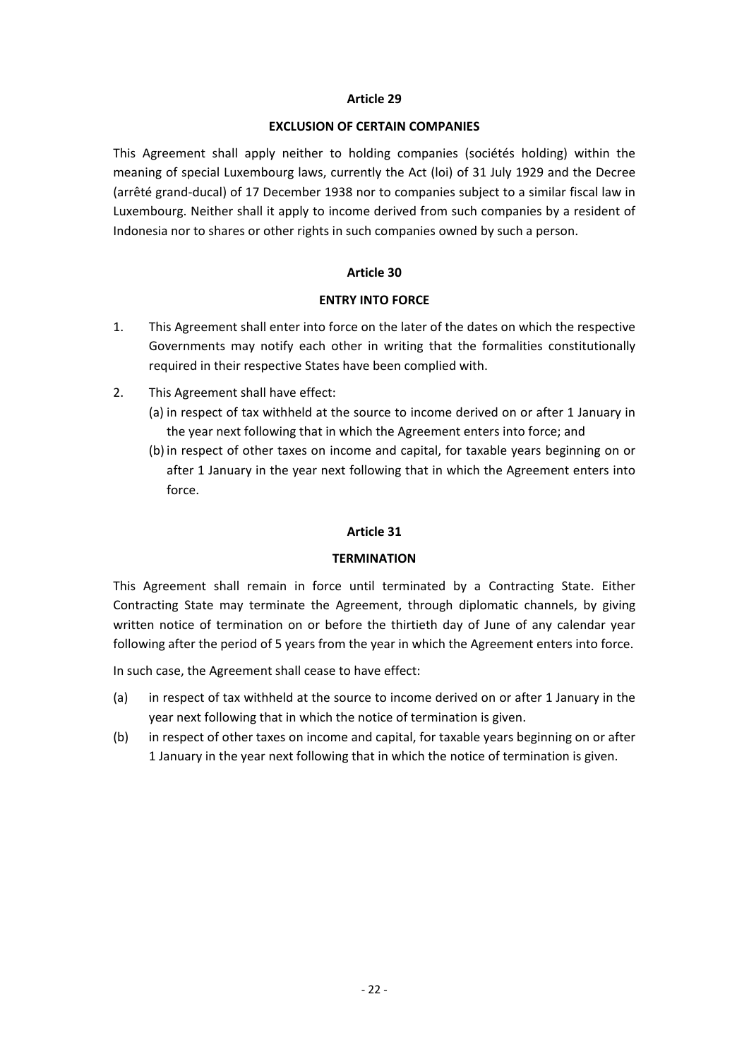## Article 29

### EXCLUSION OF CERTAIN COMPANIES

This Agreement shall apply neither to holding companies (sociétés holding) within the meaning of special Luxembourg laws, currently the Act (loi) of 31 July 1929 and the Decree (arrêté grand-ducal) of 17 December 1938 nor to companies subject to a similar fiscal law in Luxembourg. Neither shall it apply to income derived from such companies by a resident of Indonesia nor to shares or other rights in such companies owned by such a person.

## Article 30

### ENTRY INTO FORCE

1. This Agreement shall enter into force on the later of the dates on which the respective Governments may notify each other in writing that the formalities constitutionally required in their respective States have been complied with.

2. This Agreement shall have effect:
   (a) in respect of tax withheld at the source to income derived on or after 1 January in the year next following that in which the Agreement enters into force; and
   (b) in respect of other taxes on income and capital, for taxable years beginning on or after 1 January in the year next following that in which the Agreement enters into force.

## Article 31

### TERMINATION

This Agreement shall remain in force until terminated by a Contracting State. Either Contracting State may terminate the Agreement, through diplomatic channels, by giving written notice of termination on or before the thirtieth day of June of any calendar year following after the period of 5 years from the year in which the Agreement enters into force.

In such case, the Agreement shall cease to have effect:

(a) in respect of tax withheld at the source to income derived on or after 1 January in the year next following that in which the notice of termination is given.

(b) in respect of other taxes on income and capital, for taxable years beginning on or after 1 January in the year next following that in which the notice of termination is given.